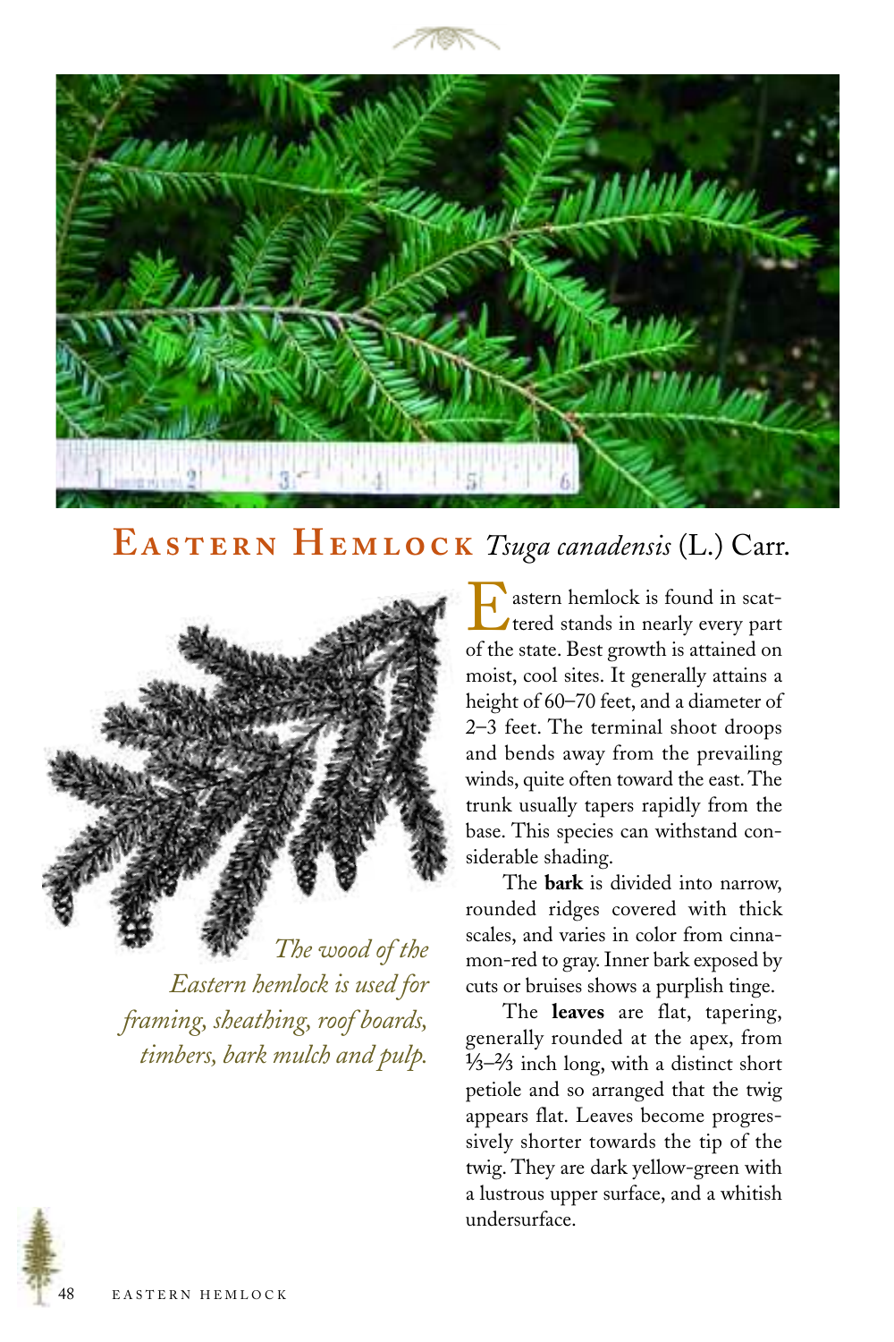# Eastern Hemlock *Tsuga canadensis* (L.) Carr.

*The wood of the Eastern hemlock is used for framing, sheathing, roof boards, timbers, bark mulch and pulp.*

Eastern hemlock is found in scattered stands in nearly every part of the state. Best growth is attained on moist, cool sites. It generally attains a height of 60–70 feet, and a diameter of 2–3 feet. The terminal shoot droops and bends away from the prevailing winds, quite often toward the east. The trunk usually tapers rapidly from the base. This species can withstand considerable shading.

The **bark** is divided into narrow, rounded ridges covered with thick scales, and varies in color from cinnamon-red to gray. Inner bark exposed by cuts or bruises shows a purplish tinge.

The **leaves** are flat, tapering, generally rounded at the apex, from ⅓–⅔ inch long, with a distinct short petiole and so arranged that the twig appears flat. Leaves become progressively shorter towards the tip of the twig. They are dark yellow-green with a lustrous upper surface, and a whitish undersurface.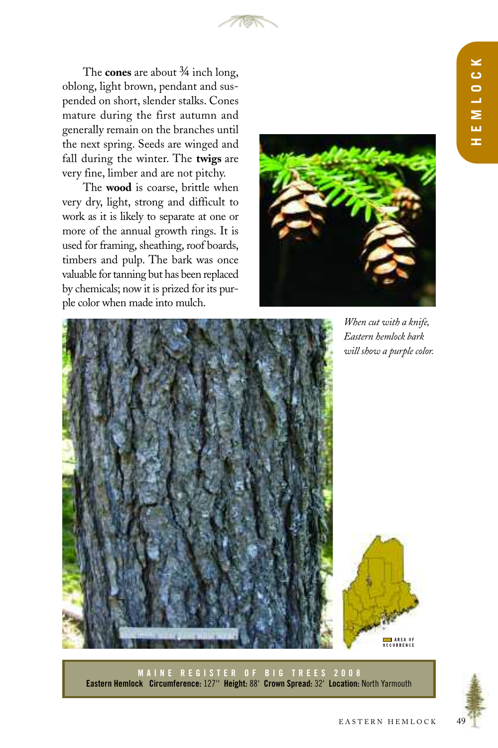The **cones** are about ¾ inch long, oblong, light brown, pendant and suspended on short, slender stalks. Cones mature during the first autumn and generally remain on the branches until the next spring. Seeds are winged and fall during the winter. The **twigs** are very fine, limber and are not pitchy.

The **wood** is coarse, brittle when very dry, light, strong and difficult to work as it is likely to separate at one or more of the annual growth rings. It is used for framing, sheathing, roof boards, timbers and pulp. The bark was once valuable for tanning but has been replaced by chemicals; now it is prized for its purple color when made into mulch.

*When cut with a knife, Eastern hemlock bark will show a purple color.*

AREA OF OCCURRENCE

**MAINE REGISTER OF BIG TREES 2008**

**Eastern Hemlock** **Circumference:** 127'' **Height:** 88' **Crown Spread:** 32' **Location:** North Yarmouth